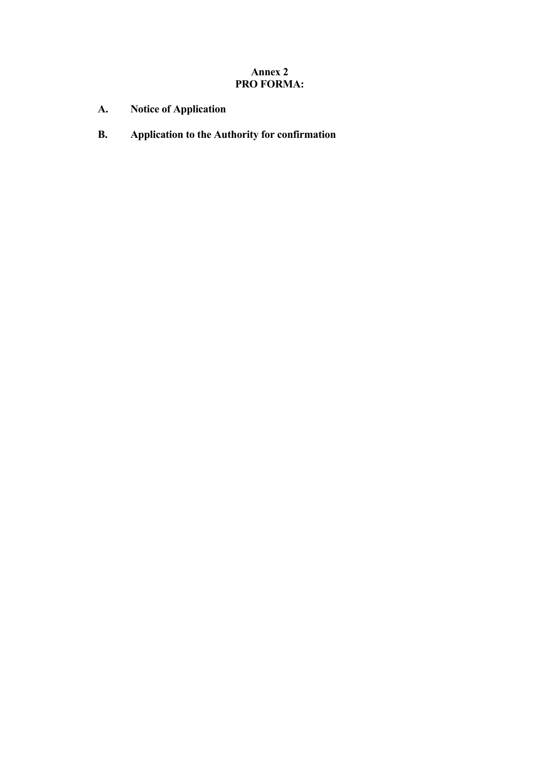# Annex 2
## PRO FORMA:

**A. Notice of Application**

**B. Application to the Authority for confirmation**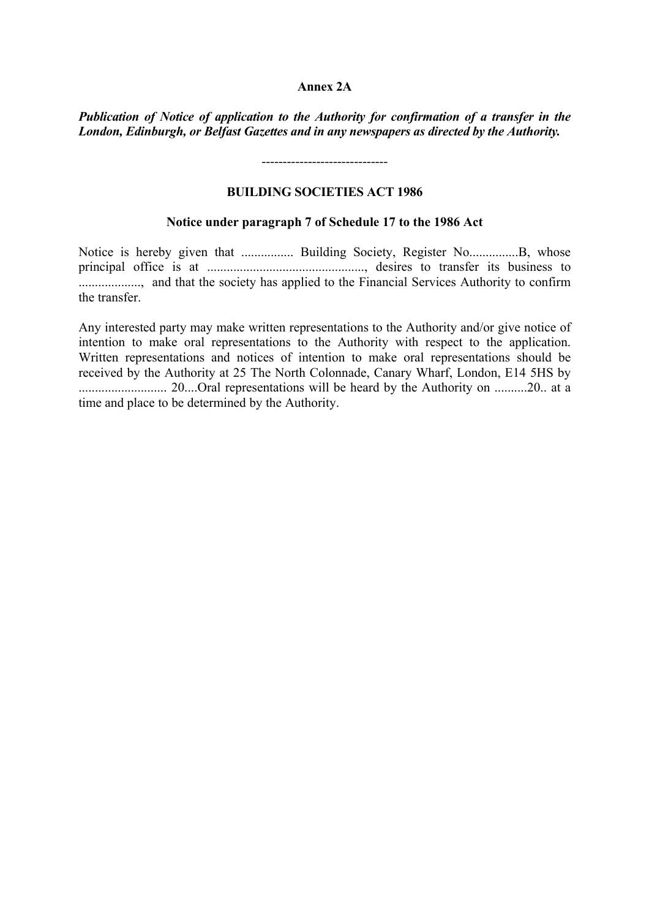**Annex 2A**

***Publication of Notice of application to the Authority for confirmation of a transfer in the London, Edinburgh, or Belfast Gazettes and in any newspapers as directed by the Authority.***

------------------------------

**BUILDING SOCIETIES ACT 1986**

**Notice under paragraph 7 of Schedule 17 to the 1986 Act**

Notice is hereby given that ................ Building Society, Register No...............B, whose principal office is at ..............................................., desires to transfer its business to .................., and that the society has applied to the Financial Services Authority to confirm the transfer.

Any interested party may make written representations to the Authority and/or give notice of intention to make oral representations to the Authority with respect to the application. Written representations and notices of intention to make oral representations should be received by the Authority at 25 The North Colonnade, Canary Wharf, London, E14 5HS by .......................... 20....Oral representations will be heard by the Authority on ..........20.. at a time and place to be determined by the Authority.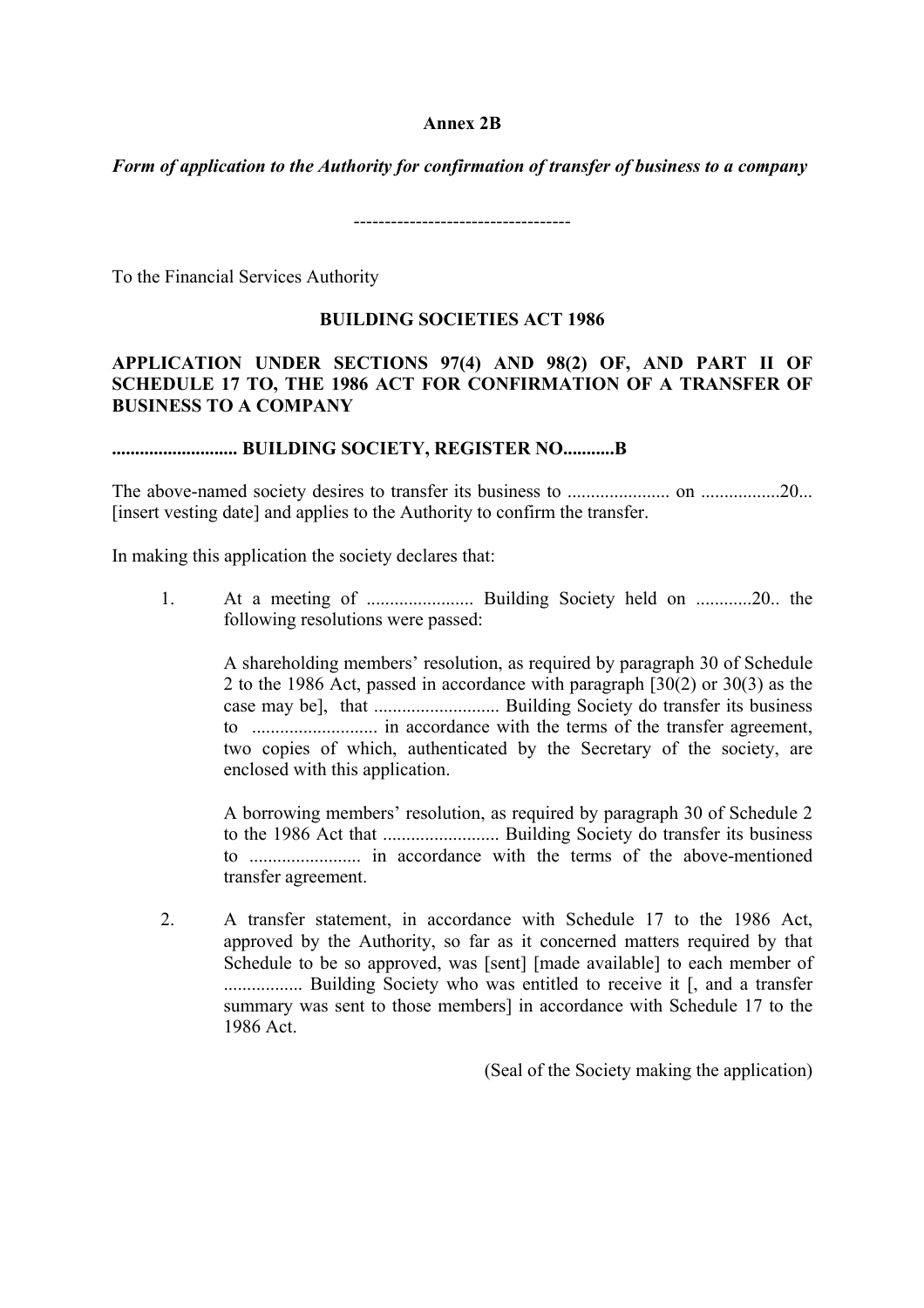**Annex 2B**

***Form of application to the Authority for confirmation of transfer of business to a company***

-----------------------------------

To the Financial Services Authority

**BUILDING SOCIETIES ACT 1986**

**APPLICATION UNDER SECTIONS 97(4) AND 98(2) OF, AND PART II OF SCHEDULE 17 TO, THE 1986 ACT FOR CONFIRMATION OF A TRANSFER OF BUSINESS TO A COMPANY**

**........................... BUILDING SOCIETY, REGISTER NO...........B**

The above-named society desires to transfer its business to ...................... on .................20... [insert vesting date] and applies to the Authority to confirm the transfer.

In making this application the society declares that:

1. At a meeting of ....................... Building Society held on ............20.. the following resolutions were passed:

   A shareholding members' resolution, as required by paragraph 30 of Schedule 2 to the 1986 Act, passed in accordance with paragraph [30(2) or 30(3) as the case may be], that ........................... Building Society do transfer its business to ........................... in accordance with the terms of the transfer agreement, two copies of which, authenticated by the Secretary of the society, are enclosed with this application.

   A borrowing members' resolution, as required by paragraph 30 of Schedule 2 to the 1986 Act that ......................... Building Society do transfer its business to ........................ in accordance with the terms of the above-mentioned transfer agreement.

2. A transfer statement, in accordance with Schedule 17 to the 1986 Act, approved by the Authority, so far as it concerned matters required by that Schedule to be so approved, was [sent] [made available] to each member of ................. Building Society who was entitled to receive it [, and a transfer summary was sent to those members] in accordance with Schedule 17 to the 1986 Act.

(Seal of the Society making the application)